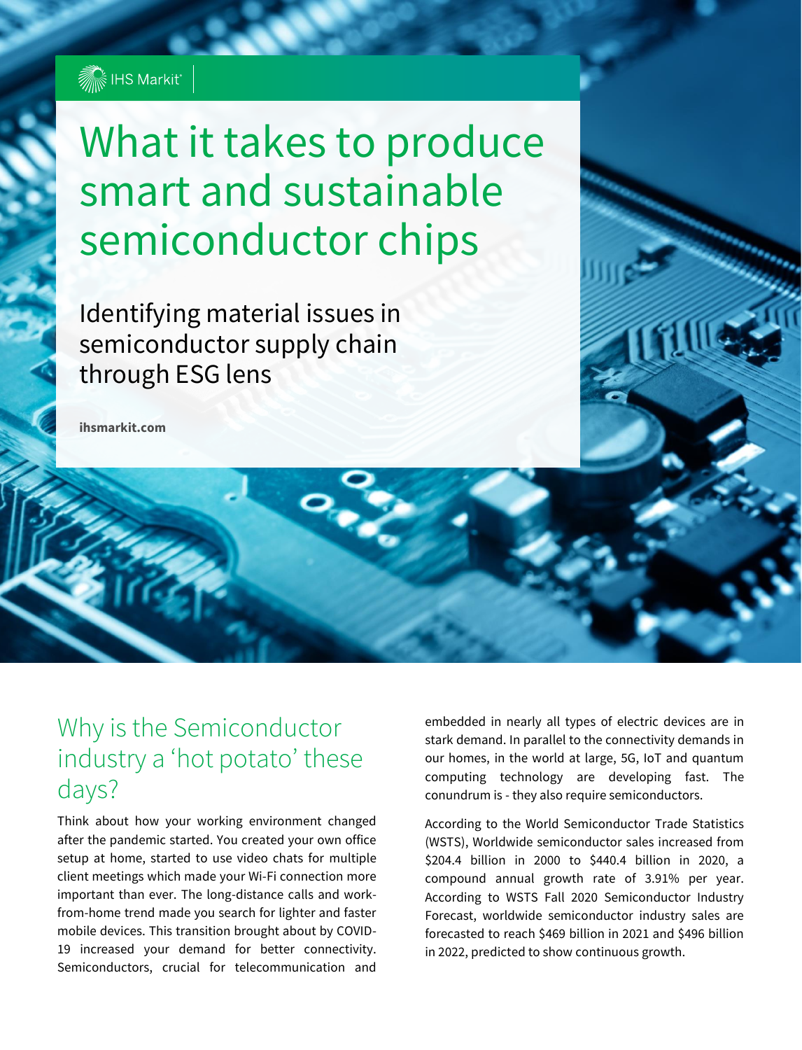IHS Markit

# What it takes to produce smart and sustainable semiconductor chips

Identifying material issues in semiconductor supply chain through ESG lens

**ihsmarkit.com**

## Why is the Semiconductor industry a 'hot potato' these days?

Think about how your working environment changed after the pandemic started. You created your own office setup at home, started to use video chats for multiple client meetings which made your Wi-Fi connection more important than ever. The long-distance calls and work-from-home trend made you search for lighter and faster mobile devices. This transition brought about by COVID-19 increased your demand for better connectivity. Semiconductors, crucial for telecommunication and embedded in nearly all types of electric devices are in stark demand. In parallel to the connectivity demands in our homes, in the world at large, 5G, IoT and quantum computing technology are developing fast. The conundrum is - they also require semiconductors.

According to the World Semiconductor Trade Statistics (WSTS), Worldwide semiconductor sales increased from $204.4 billion in 2000 to $440.4 billion in 2020, a compound annual growth rate of 3.91% per year. According to WSTS Fall 2020 Semiconductor Industry Forecast, worldwide semiconductor industry sales are forecasted to reach $469 billion in 2021 and $496 billion in 2022, predicted to show continuous growth.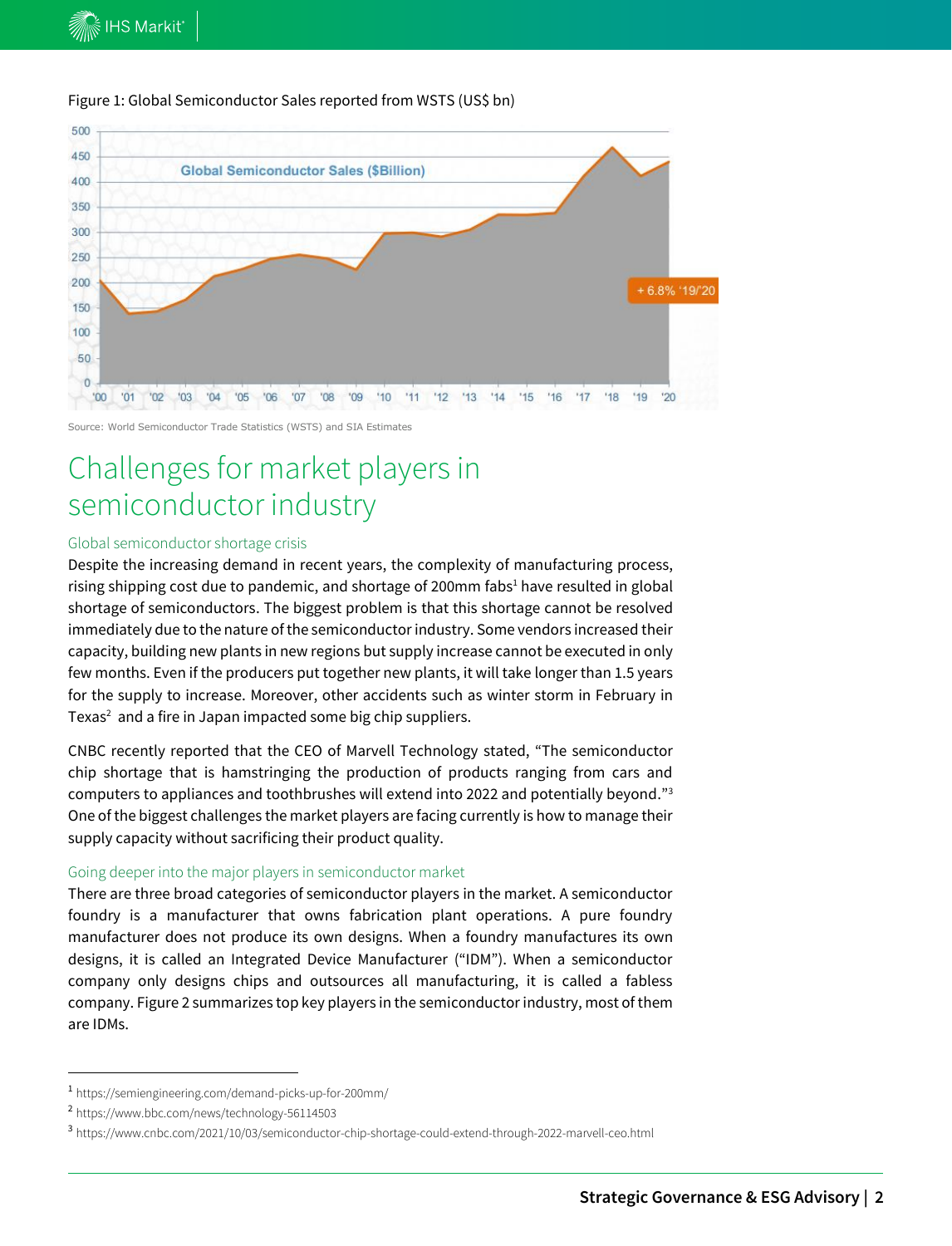Figure 1: Global Semiconductor Sales reported from WSTS (US$ bn)

Source: World Semiconductor Trade Statistics (WSTS) and SIA Estimates

# Challenges for market players in semiconductor industry

## Global semiconductor shortage crisis

Despite the increasing demand in recent years, the complexity of manufacturing process, rising shipping cost due to pandemic, and shortage of 200mm fabs[1] have resulted in global shortage of semiconductors. The biggest problem is that this shortage cannot be resolved immediately due to the nature of the semiconductor industry. Some vendors increased their capacity, building new plants in new regions but supply increase cannot be executed in only few months. Even if the producers put together new plants, it will take longer than 1.5 years for the supply to increase. Moreover, other accidents such as winter storm in February in Texas[2] and a fire in Japan impacted some big chip suppliers.

CNBC recently reported that the CEO of Marvell Technology stated, "The semiconductor chip shortage that is hamstringing the production of products ranging from cars and computers to appliances and toothbrushes will extend into 2022 and potentially beyond."[3] One of the biggest challenges the market players are facing currently is how to manage their supply capacity without sacrificing their product quality.

## Going deeper into the major players in semiconductor market

There are three broad categories of semiconductor players in the market. A semiconductor foundry is a manufacturer that owns fabrication plant operations. A pure foundry manufacturer does not produce its own designs. When a foundry manufactures its own designs, it is called an Integrated Device Manufacturer ("IDM"). When a semiconductor company only designs chips and outsources all manufacturing, it is called a fabless company. Figure 2 summarizes top key players in the semiconductor industry, most of them are IDMs.

---

[1] https://semiengineering.com/demand-picks-up-for-200mm/

[2] https://www.bbc.com/news/technology-56114503

[3] https://www.cnbc.com/2021/10/03/semiconductor-chip-shortage-could-extend-through-2022-marvell-ceo.html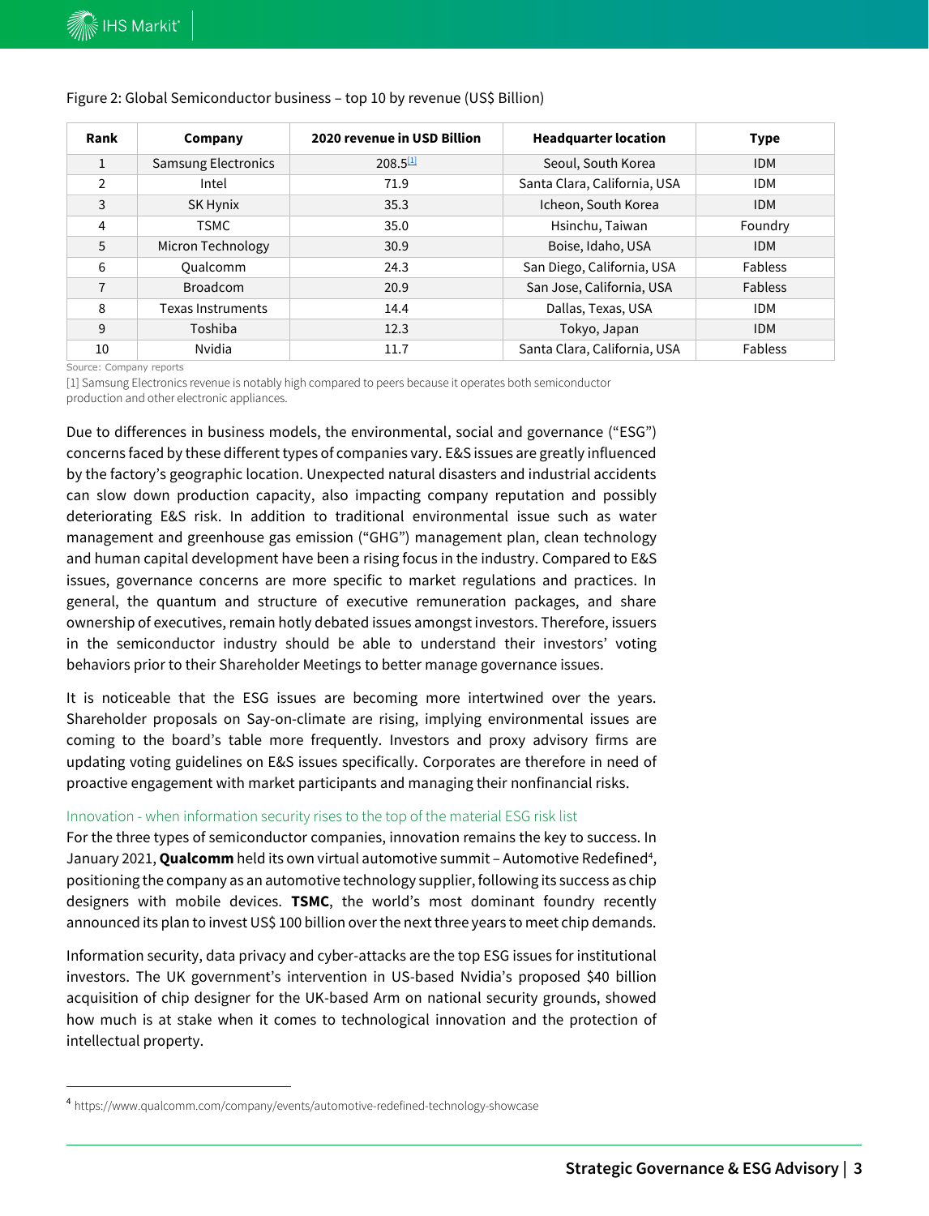Figure 2: Global Semiconductor business – top 10 by revenue (US$ Billion)

| Rank | Company | 2020 revenue in USD Billion | Headquarter location | Type |
|---|---|---|---|---|
| 1 | Samsung Electronics | 208.5[1] | Seoul, South Korea | IDM |
| 2 | Intel | 71.9 | Santa Clara, California, USA | IDM |
| 3 | SK Hynix | 35.3 | Icheon, South Korea | IDM |
| 4 | TSMC | 35.0 | Hsinchu, Taiwan | Foundry |
| 5 | Micron Technology | 30.9 | Boise, Idaho, USA | IDM |
| 6 | Qualcomm | 24.3 | San Diego, California, USA | Fabless |
| 7 | Broadcom | 20.9 | San Jose, California, USA | Fabless |
| 8 | Texas Instruments | 14.4 | Dallas, Texas, USA | IDM |
| 9 | Toshiba | 12.3 | Tokyo, Japan | IDM |
| 10 | Nvidia | 11.7 | Santa Clara, California, USA | Fabless |

Source: Company reports

[1] Samsung Electronics revenue is notably high compared to peers because it operates both semiconductor production and other electronic appliances.

Due to differences in business models, the environmental, social and governance ("ESG") concerns faced by these different types of companies vary. E&S issues are greatly influenced by the factory's geographic location. Unexpected natural disasters and industrial accidents can slow down production capacity, also impacting company reputation and possibly deteriorating E&S risk. In addition to traditional environmental issue such as water management and greenhouse gas emission ("GHG") management plan, clean technology and human capital development have been a rising focus in the industry. Compared to E&S issues, governance concerns are more specific to market regulations and practices. In general, the quantum and structure of executive remuneration packages, and share ownership of executives, remain hotly debated issues amongst investors. Therefore, issuers in the semiconductor industry should be able to understand their investors' voting behaviors prior to their Shareholder Meetings to better manage governance issues.

It is noticeable that the ESG issues are becoming more intertwined over the years. Shareholder proposals on Say-on-climate are rising, implying environmental issues are coming to the board's table more frequently. Investors and proxy advisory firms are updating voting guidelines on E&S issues specifically. Corporates are therefore in need of proactive engagement with market participants and managing their nonfinancial risks.

### Innovation - when information security rises to the top of the material ESG risk list

For the three types of semiconductor companies, innovation remains the key to success. In January 2021, **Qualcomm** held its own virtual automotive summit – Automotive Redefined[4], positioning the company as an automotive technology supplier, following its success as chip designers with mobile devices. **TSMC**, the world's most dominant foundry recently announced its plan to invest US$ 100 billion over the next three years to meet chip demands.

Information security, data privacy and cyber-attacks are the top ESG issues for institutional investors. The UK government's intervention in US-based Nvidia's proposed $40 billion acquisition of chip designer for the UK-based Arm on national security grounds, showed how much is at stake when it comes to technological innovation and the protection of intellectual property.

[4] https://www.qualcomm.com/company/events/automotive-redefined-technology-showcase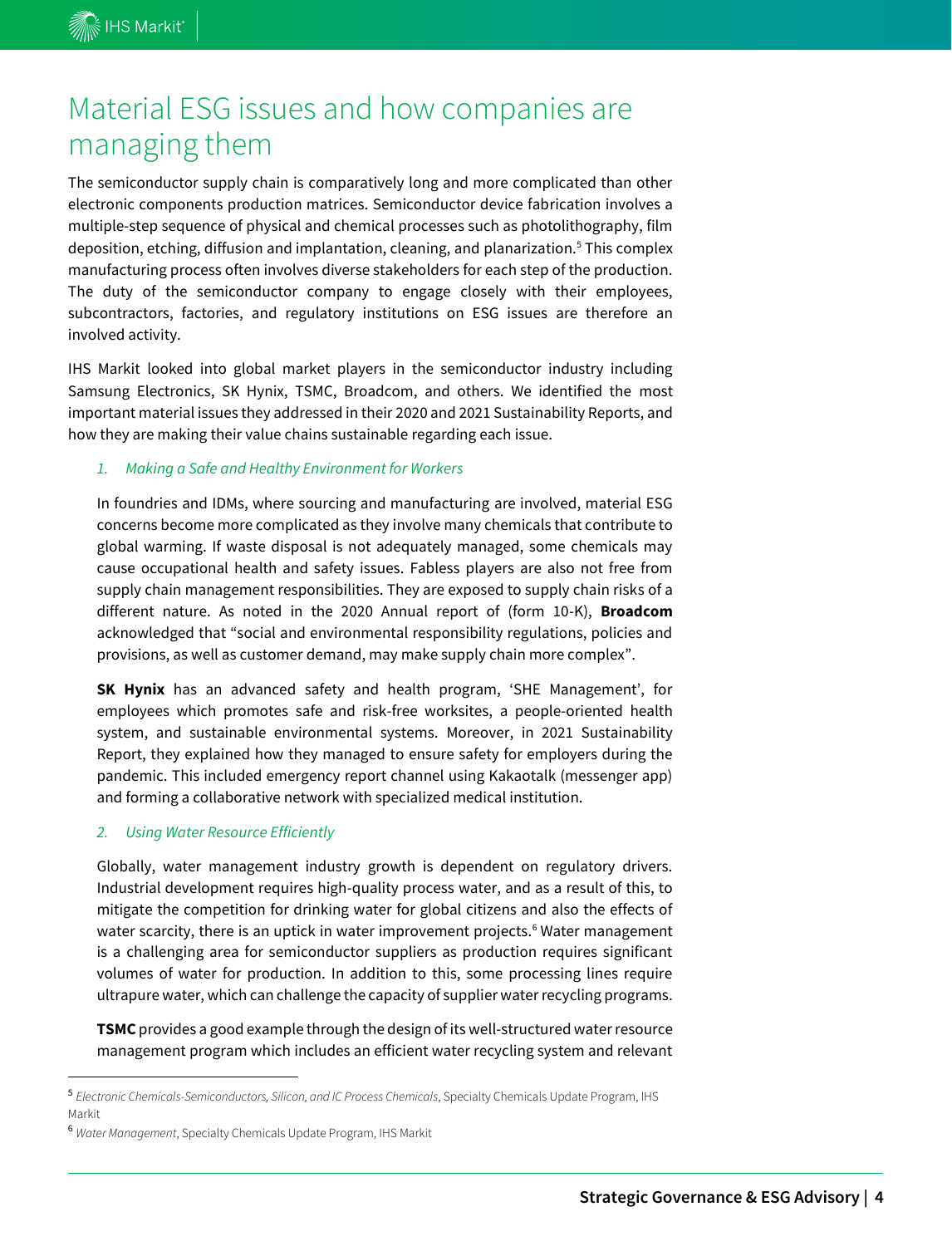# Material ESG issues and how companies are managing them

The semiconductor supply chain is comparatively long and more complicated than other electronic components production matrices. Semiconductor device fabrication involves a multiple-step sequence of physical and chemical processes such as photolithography, film deposition, etching, diffusion and implantation, cleaning, and planarization.[5] This complex manufacturing process often involves diverse stakeholders for each step of the production. The duty of the semiconductor company to engage closely with their employees, subcontractors, factories, and regulatory institutions on ESG issues are therefore an involved activity.

IHS Markit looked into global market players in the semiconductor industry including Samsung Electronics, SK Hynix, TSMC, Broadcom, and others. We identified the most important material issues they addressed in their 2020 and 2021 Sustainability Reports, and how they are making their value chains sustainable regarding each issue.

*1. Making a Safe and Healthy Environment for Workers*

In foundries and IDMs, where sourcing and manufacturing are involved, material ESG concerns become more complicated as they involve many chemicals that contribute to global warming. If waste disposal is not adequately managed, some chemicals may cause occupational health and safety issues. Fabless players are also not free from supply chain management responsibilities. They are exposed to supply chain risks of a different nature. As noted in the 2020 Annual report of (form 10-K), **Broadcom** acknowledged that "social and environmental responsibility regulations, policies and provisions, as well as customer demand, may make supply chain more complex".

**SK Hynix** has an advanced safety and health program, 'SHE Management', for employees which promotes safe and risk-free worksites, a people-oriented health system, and sustainable environmental systems. Moreover, in 2021 Sustainability Report, they explained how they managed to ensure safety for employers during the pandemic. This included emergency report channel using Kakaotalk (messenger app) and forming a collaborative network with specialized medical institution.

*2. Using Water Resource Efficiently*

Globally, water management industry growth is dependent on regulatory drivers. Industrial development requires high-quality process water, and as a result of this, to mitigate the competition for drinking water for global citizens and also the effects of water scarcity, there is an uptick in water improvement projects.[6] Water management is a challenging area for semiconductor suppliers as production requires significant volumes of water for production. In addition to this, some processing lines require ultrapure water, which can challenge the capacity of supplier water recycling programs.

**TSMC** provides a good example through the design of its well-structured water resource management program which includes an efficient water recycling system and relevant

---

[5] *Electronic Chemicals-Semiconductors, Silicon, and IC Process Chemicals*, Specialty Chemicals Update Program, IHS Markit

[6] *Water Management*, Specialty Chemicals Update Program, IHS Markit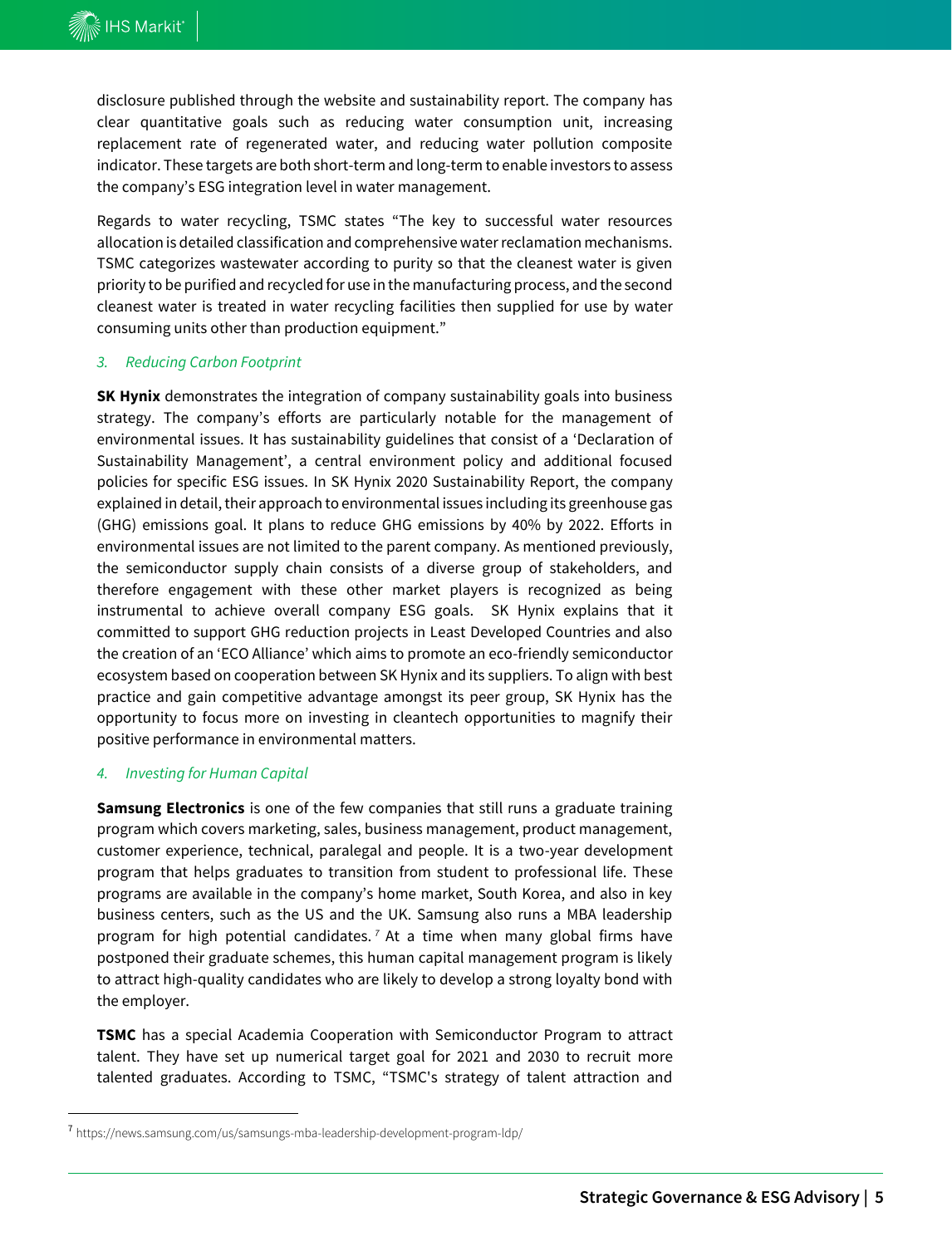disclosure published through the website and sustainability report. The company has clear quantitative goals such as reducing water consumption unit, increasing replacement rate of regenerated water, and reducing water pollution composite indicator. These targets are both short-term and long-term to enable investors to assess the company's ESG integration level in water management.

Regards to water recycling, TSMC states "The key to successful water resources allocation is detailed classification and comprehensive water reclamation mechanisms. TSMC categorizes wastewater according to purity so that the cleanest water is given priority to be purified and recycled for use in the manufacturing process, and the second cleanest water is treated in water recycling facilities then supplied for use by water consuming units other than production equipment."

*3. Reducing Carbon Footprint*

**SK Hynix** demonstrates the integration of company sustainability goals into business strategy. The company's efforts are particularly notable for the management of environmental issues. It has sustainability guidelines that consist of a 'Declaration of Sustainability Management', a central environment policy and additional focused policies for specific ESG issues. In SK Hynix 2020 Sustainability Report, the company explained in detail, their approach to environmental issues including its greenhouse gas (GHG) emissions goal. It plans to reduce GHG emissions by 40% by 2022. Efforts in environmental issues are not limited to the parent company. As mentioned previously, the semiconductor supply chain consists of a diverse group of stakeholders, and therefore engagement with these other market players is recognized as being instrumental to achieve overall company ESG goals. SK Hynix explains that it committed to support GHG reduction projects in Least Developed Countries and also the creation of an 'ECO Alliance' which aims to promote an eco-friendly semiconductor ecosystem based on cooperation between SK Hynix and its suppliers. To align with best practice and gain competitive advantage amongst its peer group, SK Hynix has the opportunity to focus more on investing in cleantech opportunities to magnify their positive performance in environmental matters.

*4. Investing for Human Capital*

**Samsung Electronics** is one of the few companies that still runs a graduate training program which covers marketing, sales, business management, product management, customer experience, technical, paralegal and people. It is a two-year development program that helps graduates to transition from student to professional life. These programs are available in the company's home market, South Korea, and also in key business centers, such as the US and the UK. Samsung also runs a MBA leadership program for high potential candidates.[7] At a time when many global firms have postponed their graduate schemes, this human capital management program is likely to attract high-quality candidates who are likely to develop a strong loyalty bond with the employer.

**TSMC** has a special Academia Cooperation with Semiconductor Program to attract talent. They have set up numerical target goal for 2021 and 2030 to recruit more talented graduates. According to TSMC, "TSMC's strategy of talent attraction and

[7] https://news.samsung.com/us/samsungs-mba-leadership-development-program-ldp/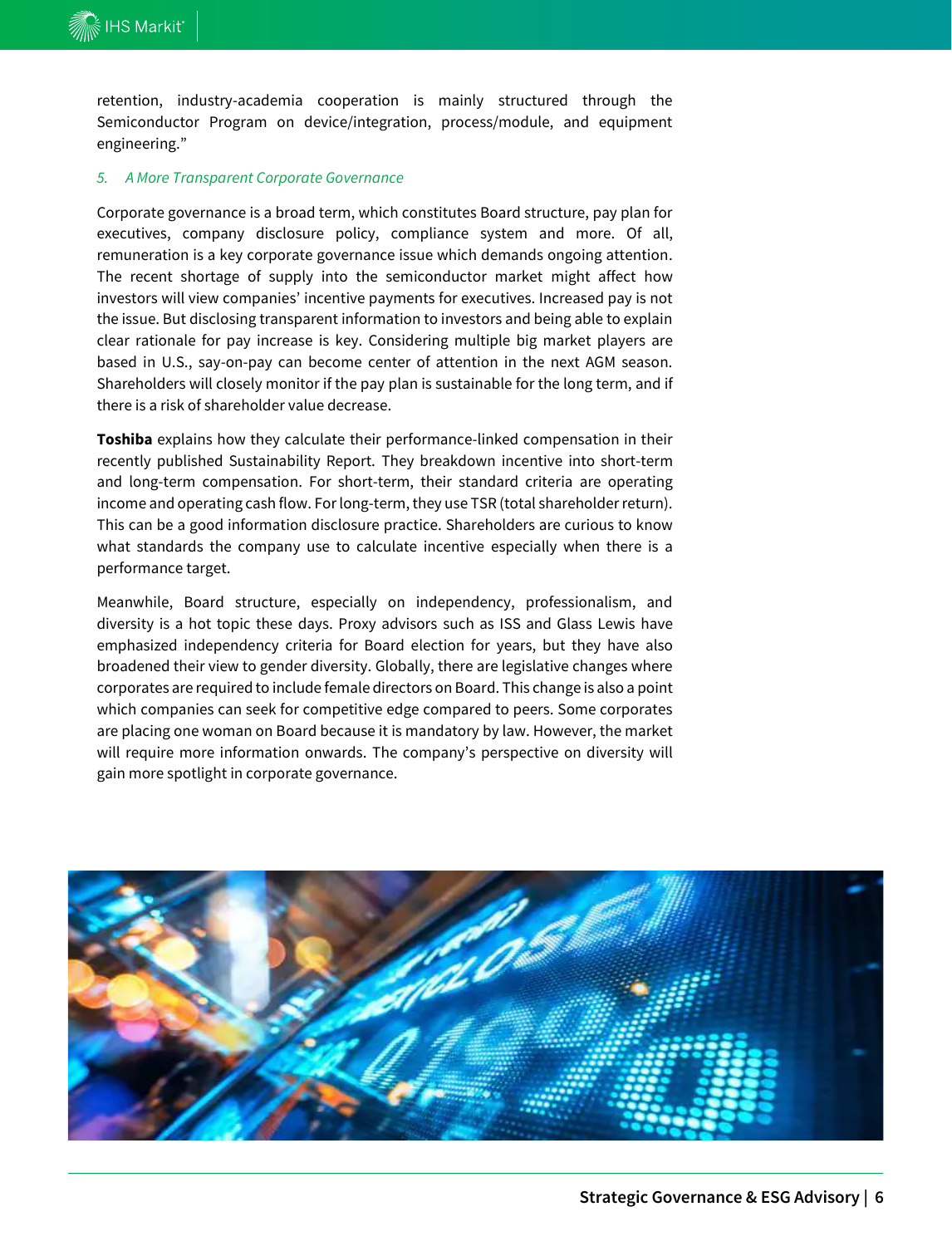retention, industry-academia cooperation is mainly structured through the Semiconductor Program on device/integration, process/module, and equipment engineering."

### *5. A More Transparent Corporate Governance*

Corporate governance is a broad term, which constitutes Board structure, pay plan for executives, company disclosure policy, compliance system and more. Of all, remuneration is a key corporate governance issue which demands ongoing attention. The recent shortage of supply into the semiconductor market might affect how investors will view companies' incentive payments for executives. Increased pay is not the issue. But disclosing transparent information to investors and being able to explain clear rationale for pay increase is key. Considering multiple big market players are based in U.S., say-on-pay can become center of attention in the next AGM season. Shareholders will closely monitor if the pay plan is sustainable for the long term, and if there is a risk of shareholder value decrease.

**Toshiba** explains how they calculate their performance-linked compensation in their recently published Sustainability Report. They breakdown incentive into short-term and long-term compensation. For short-term, their standard criteria are operating income and operating cash flow. For long-term, they use TSR (total shareholder return). This can be a good information disclosure practice. Shareholders are curious to know what standards the company use to calculate incentive especially when there is a performance target.

Meanwhile, Board structure, especially on independency, professionalism, and diversity is a hot topic these days. Proxy advisors such as ISS and Glass Lewis have emphasized independency criteria for Board election for years, but they have also broadened their view to gender diversity. Globally, there are legislative changes where corporates are required to include female directors on Board. This change is also a point which companies can seek for competitive edge compared to peers. Some corporates are placing one woman on Board because it is mandatory by law. However, the market will require more information onwards. The company's perspective on diversity will gain more spotlight in corporate governance.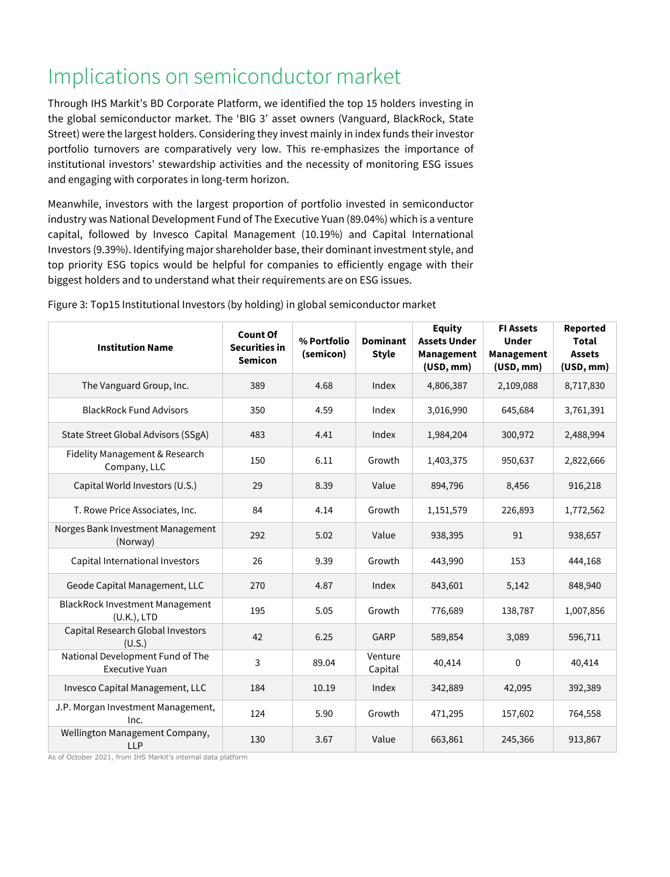# Implications on semiconductor market

Through IHS Markit's BD Corporate Platform, we identified the top 15 holders investing in the global semiconductor market. The 'BIG 3' asset owners (Vanguard, BlackRock, State Street) were the largest holders. Considering they invest mainly in index funds their investor portfolio turnovers are comparatively very low. This re-emphasizes the importance of institutional investors' stewardship activities and the necessity of monitoring ESG issues and engaging with corporates in long-term horizon.

Meanwhile, investors with the largest proportion of portfolio invested in semiconductor industry was National Development Fund of The Executive Yuan (89.04%) which is a venture capital, followed by Invesco Capital Management (10.19%) and Capital International Investors (9.39%). Identifying major shareholder base, their dominant investment style, and top priority ESG topics would be helpful for companies to efficiently engage with their biggest holders and to understand what their requirements are on ESG issues.

Figure 3: Top15 Institutional Investors (by holding) in global semiconductor market

| Institution Name | Count Of Securities in Semicon | % Portfolio (semicon) | Dominant Style | Equity Assets Under Management (USD, mm) | FI Assets Under Management (USD, mm) | Reported Total Assets (USD, mm) |
|---|---|---|---|---|---|---|
| The Vanguard Group, Inc. | 389 | 4.68 | Index | 4,806,387 | 2,109,088 | 8,717,830 |
| BlackRock Fund Advisors | 350 | 4.59 | Index | 3,016,990 | 645,684 | 3,761,391 |
| State Street Global Advisors (SSgA) | 483 | 4.41 | Index | 1,984,204 | 300,972 | 2,488,994 |
| Fidelity Management & Research Company, LLC | 150 | 6.11 | Growth | 1,403,375 | 950,637 | 2,822,666 |
| Capital World Investors (U.S.) | 29 | 8.39 | Value | 894,796 | 8,456 | 916,218 |
| T. Rowe Price Associates, Inc. | 84 | 4.14 | Growth | 1,151,579 | 226,893 | 1,772,562 |
| Norges Bank Investment Management (Norway) | 292 | 5.02 | Value | 938,395 | 91 | 938,657 |
| Capital International Investors | 26 | 9.39 | Growth | 443,990 | 153 | 444,168 |
| Geode Capital Management, LLC | 270 | 4.87 | Index | 843,601 | 5,142 | 848,940 |
| BlackRock Investment Management (U.K.), LTD | 195 | 5.05 | Growth | 776,689 | 138,787 | 1,007,856 |
| Capital Research Global Investors (U.S.) | 42 | 6.25 | GARP | 589,854 | 3,089 | 596,711 |
| National Development Fund of The Executive Yuan | 3 | 89.04 | Venture Capital | 40,414 | 0 | 40,414 |
| Invesco Capital Management, LLC | 184 | 10.19 | Index | 342,889 | 42,095 | 392,389 |
| J.P. Morgan Investment Management, Inc. | 124 | 5.90 | Growth | 471,295 | 157,602 | 764,558 |
| Wellington Management Company, LLP | 130 | 3.67 | Value | 663,861 | 245,366 | 913,867 |

As of October 2021, from IHS Markit's internal data platform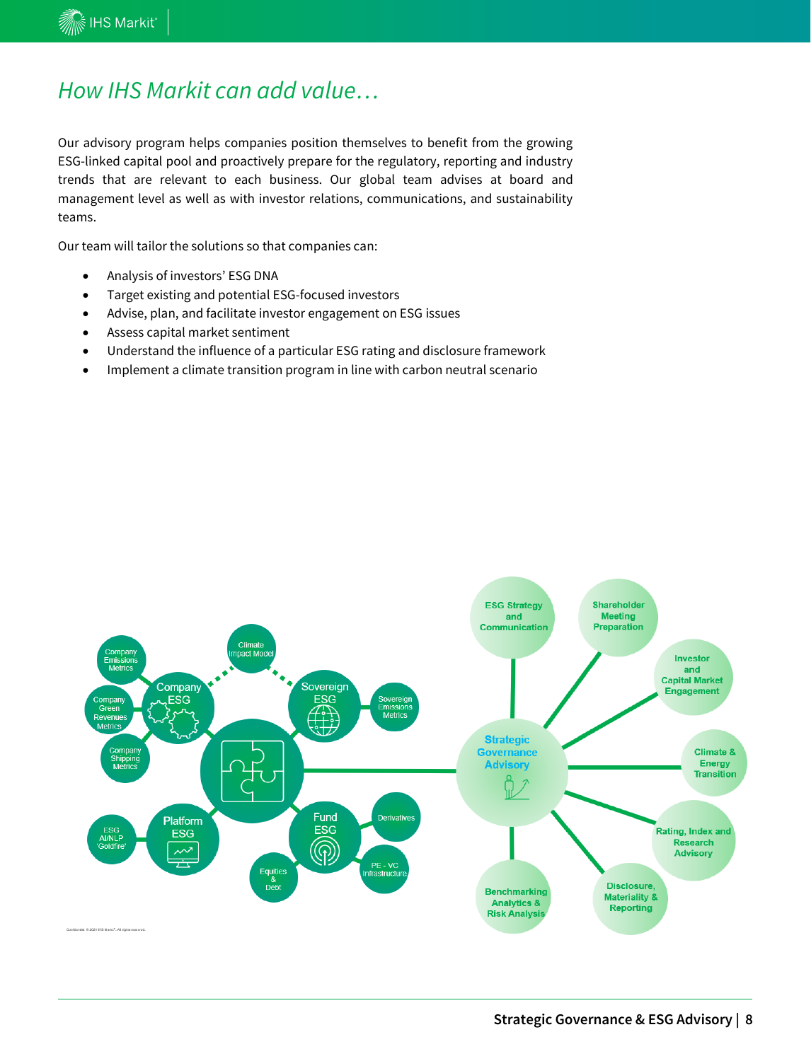## *How IHS Markit can add value…*

Our advisory program helps companies position themselves to benefit from the growing ESG-linked capital pool and proactively prepare for the regulatory, reporting and industry trends that are relevant to each business. Our global team advises at board and management level as well as with investor relations, communications, and sustainability teams.

Our team will tailor the solutions so that companies can:

- Analysis of investors' ESG DNA
- Target existing and potential ESG-focused investors
- Advise, plan, and facilitate investor engagement on ESG issues
- Assess capital market sentiment
- Understand the influence of a particular ESG rating and disclosure framework
- Implement a climate transition program in line with carbon neutral scenario

Company Emissions Metrics

Climate Impact Model

Company ESG

Sovereign ESG

Sovereign Emissions Metrics

Company Green Revenues Metrics

Company Shipping Metrics

Platform ESG

Fund ESG

Derivatives

ESG AI/NLP 'Goldfire'

Equities & Debt

PE - VC Infrastructure

ESG Strategy and Communication

Shareholder Meeting Preparation

Investor and Capital Market Engagement

Strategic Governance Advisory

Climate & Energy Transition

Rating, Index and Research Advisory

Benchmarking Analytics & Risk Analysis

Disclosure, Materiality & Reporting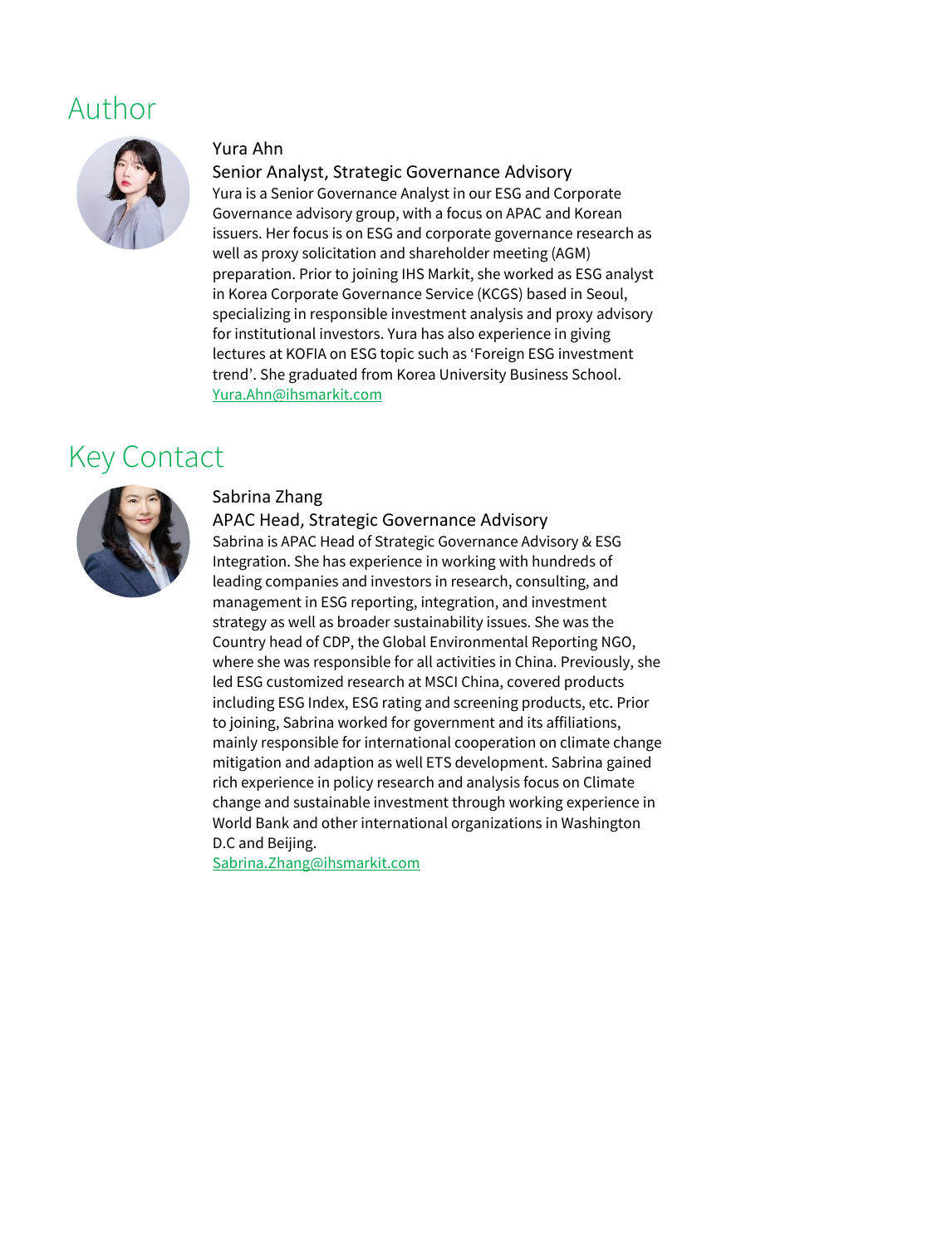# Author

Yura Ahn

Senior Analyst, Strategic Governance Advisory

Yura is a Senior Governance Analyst in our ESG and Corporate Governance advisory group, with a focus on APAC and Korean issuers. Her focus is on ESG and corporate governance research as well as proxy solicitation and shareholder meeting (AGM) preparation. Prior to joining IHS Markit, she worked as ESG analyst in Korea Corporate Governance Service (KCGS) based in Seoul, specializing in responsible investment analysis and proxy advisory for institutional investors. Yura has also experience in giving lectures at KOFIA on ESG topic such as 'Foreign ESG investment trend'. She graduated from Korea University Business School.

Yura.Ahn@ihsmarkit.com

# Key Contact

Sabrina Zhang

APAC Head, Strategic Governance Advisory

Sabrina is APAC Head of Strategic Governance Advisory & ESG Integration. She has experience in working with hundreds of leading companies and investors in research, consulting, and management in ESG reporting, integration, and investment strategy as well as broader sustainability issues. She was the Country head of CDP, the Global Environmental Reporting NGO, where she was responsible for all activities in China. Previously, she led ESG customized research at MSCI China, covered products including ESG Index, ESG rating and screening products, etc. Prior to joining, Sabrina worked for government and its affiliations, mainly responsible for international cooperation on climate change mitigation and adaption as well ETS development. Sabrina gained rich experience in policy research and analysis focus on Climate change and sustainable investment through working experience in World Bank and other international organizations in Washington D.C and Beijing.

Sabrina.Zhang@ihsmarkit.com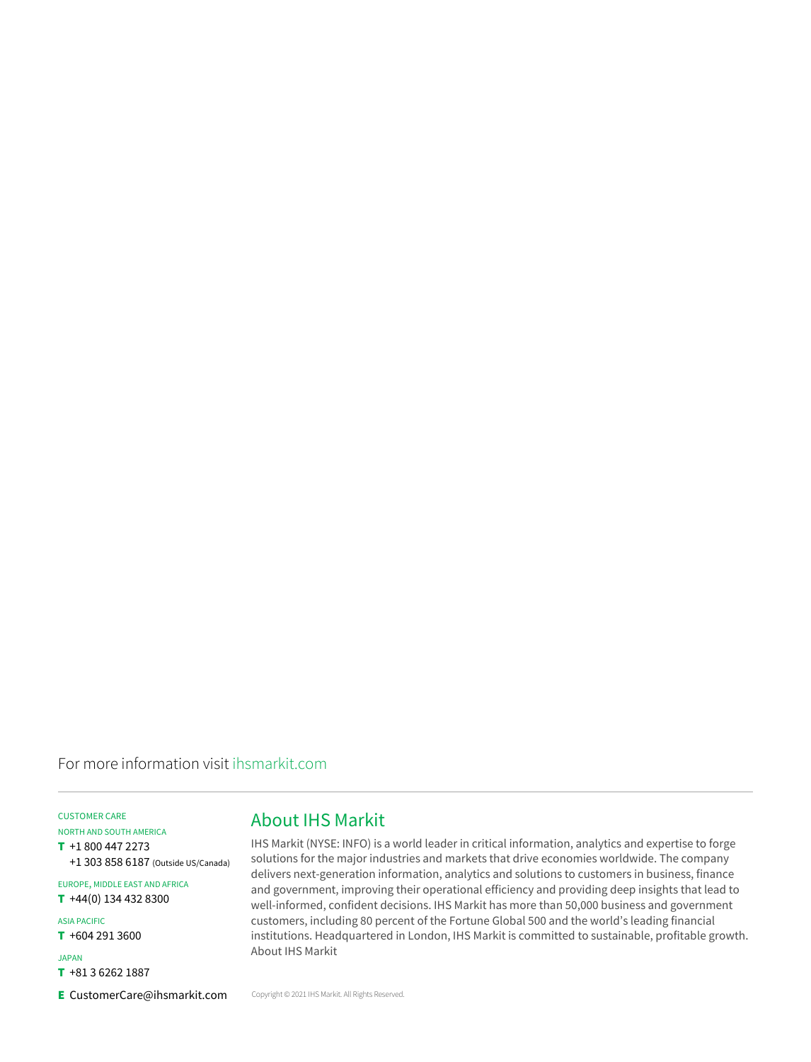For more information visit ihsmarkit.com

CUSTOMER CARE

NORTH AND SOUTH AMERICA

**T** +1 800 447 2273
+1 303 858 6187 (Outside US/Canada)

EUROPE, MIDDLE EAST AND AFRICA

**T** +44(0) 134 432 8300

ASIA PACIFIC

**T** +604 291 3600

JAPAN

**T** +81 3 6262 1887

**E** CustomerCare@ihsmarkit.com

## About IHS Markit

IHS Markit (NYSE: INFO) is a world leader in critical information, analytics and expertise to forge solutions for the major industries and markets that drive economies worldwide. The company delivers next-generation information, analytics and solutions to customers in business, finance and government, improving their operational efficiency and providing deep insights that lead to well-informed, confident decisions. IHS Markit has more than 50,000 business and government customers, including 80 percent of the Fortune Global 500 and the world's leading financial institutions. Headquartered in London, IHS Markit is committed to sustainable, profitable growth. About IHS Markit

Copyright © 2021 IHS Markit. All Rights Reserved.